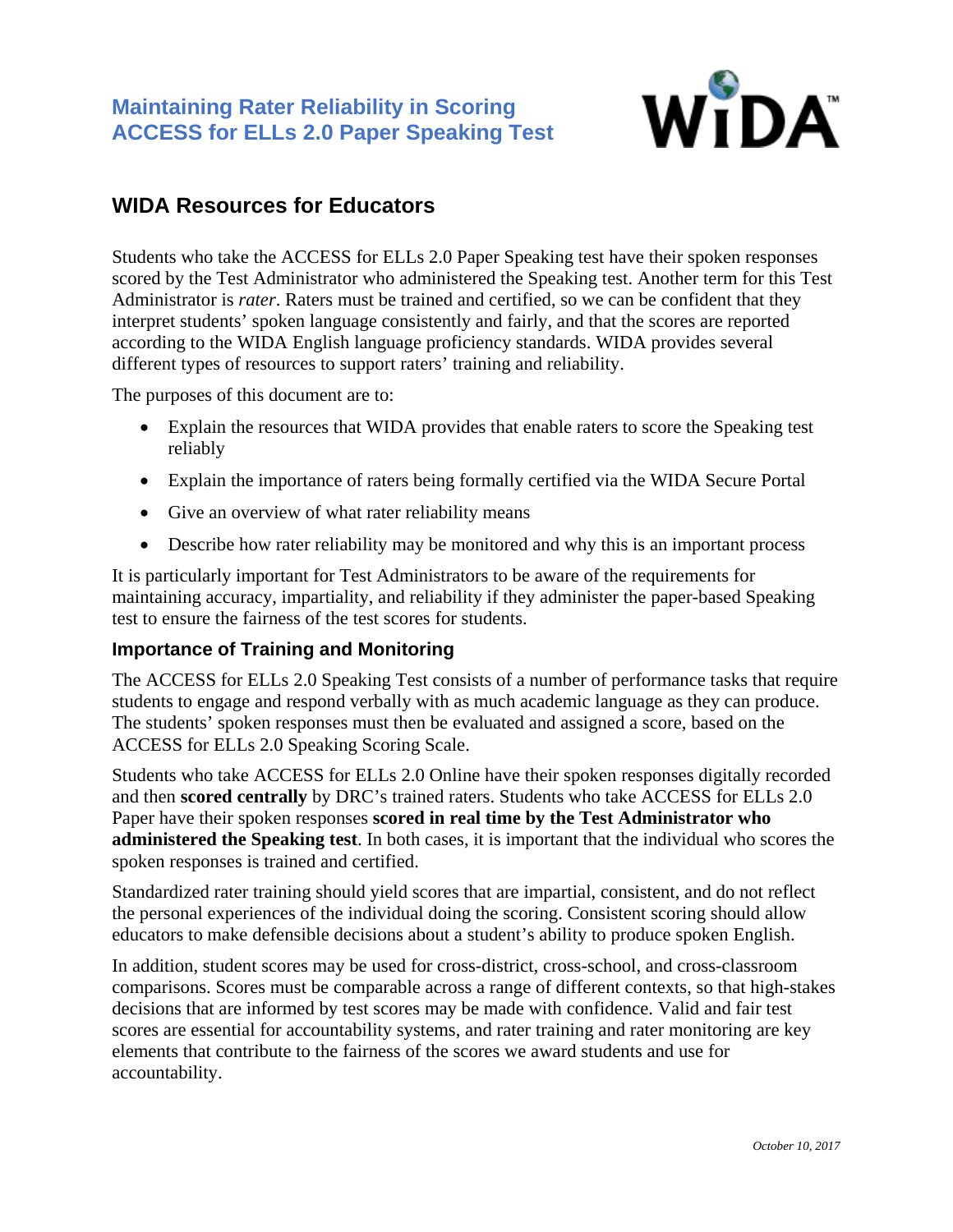# Maintaining Rater Reliability in Scoring ACCESS for ELLs 2.0 Paper Speaking Test

## WIDA Resources for Educators

Students who take the ACCESS for ELLs 2.0 Paper Speaking test have their spoken responses scored by the Test Administrator who administered the Speaking test. Another term for this Test Administrator is *rater*. Raters must be trained and certified, so we can be confident that they interpret students' spoken language consistently and fairly, and that the scores are reported according to the WIDA English language proficiency standards. WIDA provides several different types of resources to support raters' training and reliability.

The purposes of this document are to:

- Explain the resources that WIDA provides that enable raters to score the Speaking test reliably
- Explain the importance of raters being formally certified via the WIDA Secure Portal
- Give an overview of what rater reliability means
- Describe how rater reliability may be monitored and why this is an important process

It is particularly important for Test Administrators to be aware of the requirements for maintaining accuracy, impartiality, and reliability if they administer the paper-based Speaking test to ensure the fairness of the test scores for students.

### Importance of Training and Monitoring

The ACCESS for ELLs 2.0 Speaking Test consists of a number of performance tasks that require students to engage and respond verbally with as much academic language as they can produce. The students' spoken responses must then be evaluated and assigned a score, based on the ACCESS for ELLs 2.0 Speaking Scoring Scale.

Students who take ACCESS for ELLs 2.0 Online have their spoken responses digitally recorded and then **scored centrally** by DRC's trained raters. Students who take ACCESS for ELLs 2.0 Paper have their spoken responses **scored in real time by the Test Administrator who administered the Speaking test**. In both cases, it is important that the individual who scores the spoken responses is trained and certified.

Standardized rater training should yield scores that are impartial, consistent, and do not reflect the personal experiences of the individual doing the scoring. Consistent scoring should allow educators to make defensible decisions about a student's ability to produce spoken English.

In addition, student scores may be used for cross-district, cross-school, and cross-classroom comparisons. Scores must be comparable across a range of different contexts, so that high-stakes decisions that are informed by test scores may be made with confidence. Valid and fair test scores are essential for accountability systems, and rater training and rater monitoring are key elements that contribute to the fairness of the scores we award students and use for accountability.

*October 10, 2017*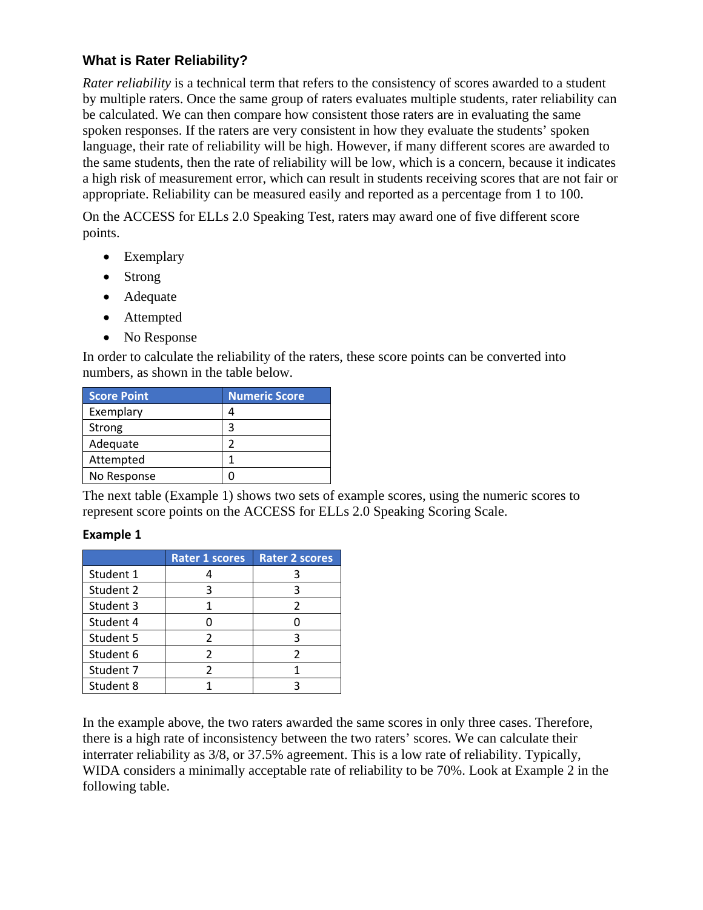### What is Rater Reliability?

*Rater reliability* is a technical term that refers to the consistency of scores awarded to a student by multiple raters. Once the same group of raters evaluates multiple students, rater reliability can be calculated. We can then compare how consistent those raters are in evaluating the same spoken responses. If the raters are very consistent in how they evaluate the students' spoken language, their rate of reliability will be high. However, if many different scores are awarded to the same students, then the rate of reliability will be low, which is a concern, because it indicates a high risk of measurement error, which can result in students receiving scores that are not fair or appropriate. Reliability can be measured easily and reported as a percentage from 1 to 100.

On the ACCESS for ELLs 2.0 Speaking Test, raters may award one of five different score points.

- Exemplary
- Strong
- Adequate
- Attempted
- No Response

In order to calculate the reliability of the raters, these score points can be converted into numbers, as shown in the table below.

| Score Point | Numeric Score |
|---|---|
| Exemplary | 4 |
| Strong | 3 |
| Adequate | 2 |
| Attempted | 1 |
| No Response | 0 |

The next table (Example 1) shows two sets of example scores, using the numeric scores to represent score points on the ACCESS for ELLs 2.0 Speaking Scoring Scale.

**Example 1**

| | Rater 1 scores | Rater 2 scores |
|---|---|---|
| Student 1 | 4 | 3 |
| Student 2 | 3 | 3 |
| Student 3 | 1 | 2 |
| Student 4 | 0 | 0 |
| Student 5 | 2 | 3 |
| Student 6 | 2 | 2 |
| Student 7 | 2 | 1 |
| Student 8 | 1 | 3 |

In the example above, the two raters awarded the same scores in only three cases. Therefore, there is a high rate of inconsistency between the two raters' scores. We can calculate their interrater reliability as 3/8, or 37.5% agreement. This is a low rate of reliability. Typically, WIDA considers a minimally acceptable rate of reliability to be 70%. Look at Example 2 in the following table.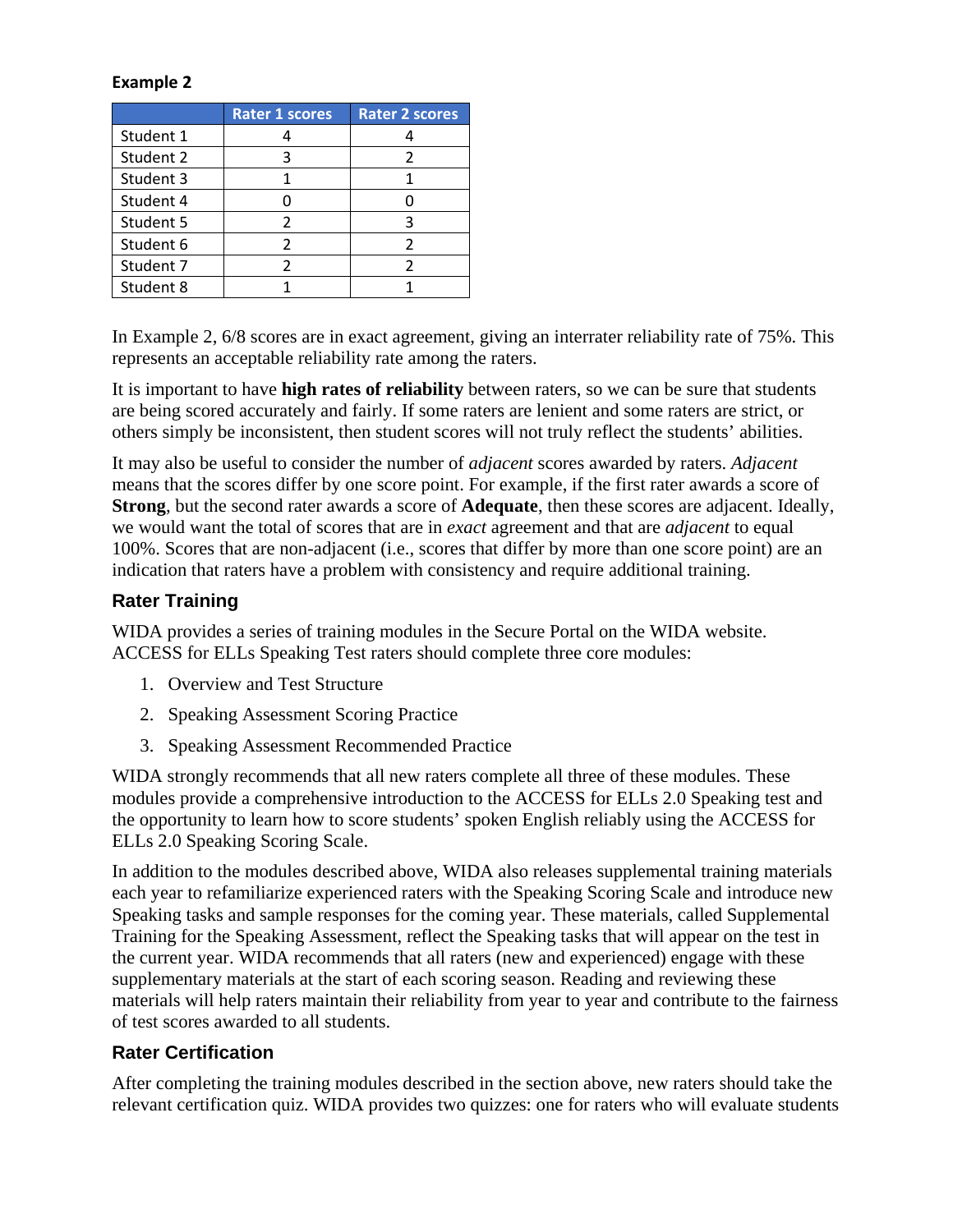**Example 2**

| | Rater 1 scores | Rater 2 scores |
|---|---|---|
| Student 1 | 4 | 4 |
| Student 2 | 3 | 2 |
| Student 3 | 1 | 1 |
| Student 4 | 0 | 0 |
| Student 5 | 2 | 3 |
| Student 6 | 2 | 2 |
| Student 7 | 2 | 2 |
| Student 8 | 1 | 1 |

In Example 2, 6/8 scores are in exact agreement, giving an interrater reliability rate of 75%. This represents an acceptable reliability rate among the raters.

It is important to have **high rates of reliability** between raters, so we can be sure that students are being scored accurately and fairly. If some raters are lenient and some raters are strict, or others simply be inconsistent, then student scores will not truly reflect the students' abilities.

It may also be useful to consider the number of *adjacent* scores awarded by raters. *Adjacent* means that the scores differ by one score point. For example, if the first rater awards a score of **Strong**, but the second rater awards a score of **Adequate**, then these scores are adjacent. Ideally, we would want the total of scores that are in *exact* agreement and that are *adjacent* to equal 100%. Scores that are non-adjacent (i.e., scores that differ by more than one score point) are an indication that raters have a problem with consistency and require additional training.

### Rater Training

WIDA provides a series of training modules in the Secure Portal on the WIDA website. ACCESS for ELLs Speaking Test raters should complete three core modules:

1. Overview and Test Structure
2. Speaking Assessment Scoring Practice
3. Speaking Assessment Recommended Practice

WIDA strongly recommends that all new raters complete all three of these modules. These modules provide a comprehensive introduction to the ACCESS for ELLs 2.0 Speaking test and the opportunity to learn how to score students' spoken English reliably using the ACCESS for ELLs 2.0 Speaking Scoring Scale.

In addition to the modules described above, WIDA also releases supplemental training materials each year to refamiliarize experienced raters with the Speaking Scoring Scale and introduce new Speaking tasks and sample responses for the coming year. These materials, called Supplemental Training for the Speaking Assessment, reflect the Speaking tasks that will appear on the test in the current year. WIDA recommends that all raters (new and experienced) engage with these supplementary materials at the start of each scoring season. Reading and reviewing these materials will help raters maintain their reliability from year to year and contribute to the fairness of test scores awarded to all students.

### Rater Certification

After completing the training modules described in the section above, new raters should take the relevant certification quiz. WIDA provides two quizzes: one for raters who will evaluate students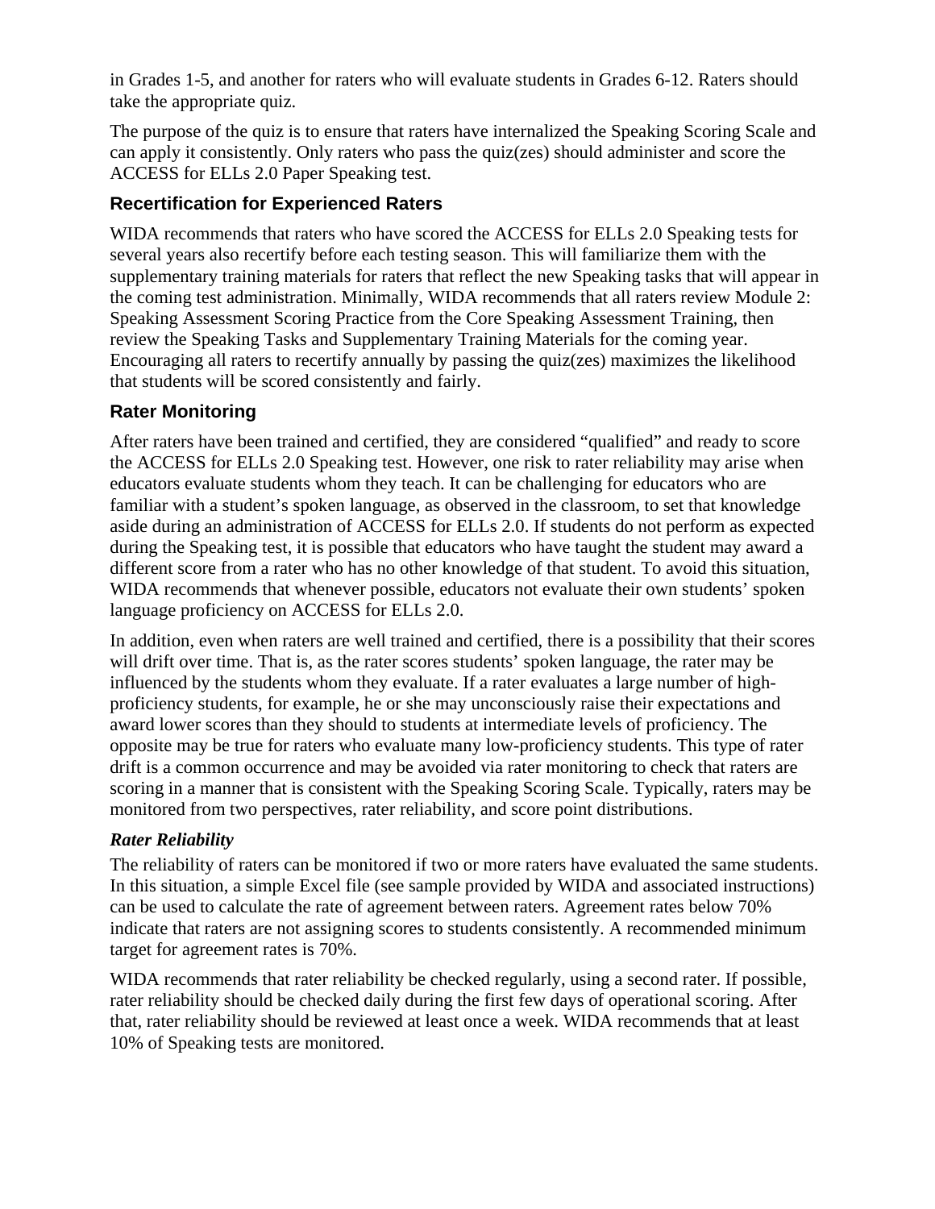in Grades 1-5, and another for raters who will evaluate students in Grades 6-12. Raters should take the appropriate quiz.

The purpose of the quiz is to ensure that raters have internalized the Speaking Scoring Scale and can apply it consistently. Only raters who pass the quiz(zes) should administer and score the ACCESS for ELLs 2.0 Paper Speaking test.

### Recertification for Experienced Raters

WIDA recommends that raters who have scored the ACCESS for ELLs 2.0 Speaking tests for several years also recertify before each testing season. This will familiarize them with the supplementary training materials for raters that reflect the new Speaking tasks that will appear in the coming test administration. Minimally, WIDA recommends that all raters review Module 2: Speaking Assessment Scoring Practice from the Core Speaking Assessment Training, then review the Speaking Tasks and Supplementary Training Materials for the coming year. Encouraging all raters to recertify annually by passing the quiz(zes) maximizes the likelihood that students will be scored consistently and fairly.

### Rater Monitoring

After raters have been trained and certified, they are considered "qualified" and ready to score the ACCESS for ELLs 2.0 Speaking test. However, one risk to rater reliability may arise when educators evaluate students whom they teach. It can be challenging for educators who are familiar with a student's spoken language, as observed in the classroom, to set that knowledge aside during an administration of ACCESS for ELLs 2.0. If students do not perform as expected during the Speaking test, it is possible that educators who have taught the student may award a different score from a rater who has no other knowledge of that student. To avoid this situation, WIDA recommends that whenever possible, educators not evaluate their own students' spoken language proficiency on ACCESS for ELLs 2.0.

In addition, even when raters are well trained and certified, there is a possibility that their scores will drift over time. That is, as the rater scores students' spoken language, the rater may be influenced by the students whom they evaluate. If a rater evaluates a large number of high-proficiency students, for example, he or she may unconsciously raise their expectations and award lower scores than they should to students at intermediate levels of proficiency. The opposite may be true for raters who evaluate many low-proficiency students. This type of rater drift is a common occurrence and may be avoided via rater monitoring to check that raters are scoring in a manner that is consistent with the Speaking Scoring Scale. Typically, raters may be monitored from two perspectives, rater reliability, and score point distributions.

#### *Rater Reliability*

The reliability of raters can be monitored if two or more raters have evaluated the same students. In this situation, a simple Excel file (see sample provided by WIDA and associated instructions) can be used to calculate the rate of agreement between raters. Agreement rates below 70% indicate that raters are not assigning scores to students consistently. A recommended minimum target for agreement rates is 70%.

WIDA recommends that rater reliability be checked regularly, using a second rater. If possible, rater reliability should be checked daily during the first few days of operational scoring. After that, rater reliability should be reviewed at least once a week. WIDA recommends that at least 10% of Speaking tests are monitored.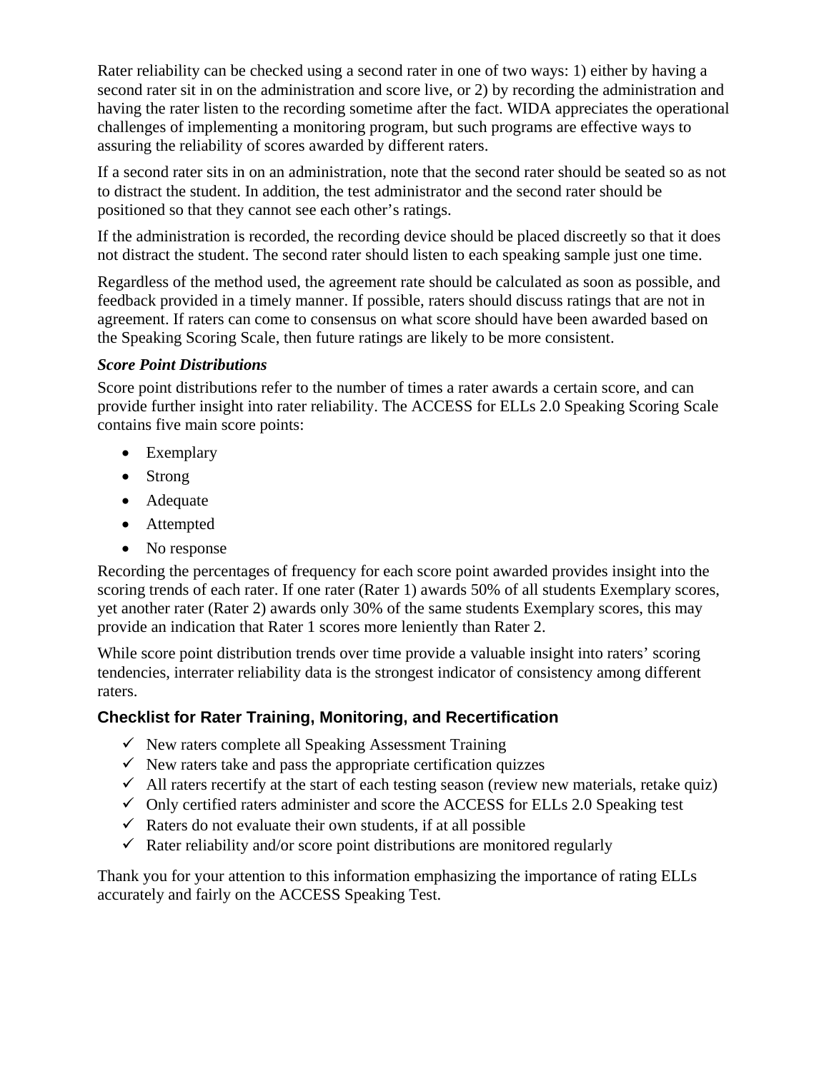Rater reliability can be checked using a second rater in one of two ways: 1) either by having a second rater sit in on the administration and score live, or 2) by recording the administration and having the rater listen to the recording sometime after the fact. WIDA appreciates the operational challenges of implementing a monitoring program, but such programs are effective ways to assuring the reliability of scores awarded by different raters.

If a second rater sits in on an administration, note that the second rater should be seated so as not to distract the student. In addition, the test administrator and the second rater should be positioned so that they cannot see each other's ratings.

If the administration is recorded, the recording device should be placed discreetly so that it does not distract the student. The second rater should listen to each speaking sample just one time.

Regardless of the method used, the agreement rate should be calculated as soon as possible, and feedback provided in a timely manner. If possible, raters should discuss ratings that are not in agreement. If raters can come to consensus on what score should have been awarded based on the Speaking Scoring Scale, then future ratings are likely to be more consistent.

***Score Point Distributions***

Score point distributions refer to the number of times a rater awards a certain score, and can provide further insight into rater reliability. The ACCESS for ELLs 2.0 Speaking Scoring Scale contains five main score points:

- Exemplary
- Strong
- Adequate
- Attempted
- No response

Recording the percentages of frequency for each score point awarded provides insight into the scoring trends of each rater. If one rater (Rater 1) awards 50% of all students Exemplary scores, yet another rater (Rater 2) awards only 30% of the same students Exemplary scores, this may provide an indication that Rater 1 scores more leniently than Rater 2.

While score point distribution trends over time provide a valuable insight into raters' scoring tendencies, interrater reliability data is the strongest indicator of consistency among different raters.

## Checklist for Rater Training, Monitoring, and Recertification

- ✓ New raters complete all Speaking Assessment Training
- ✓ New raters take and pass the appropriate certification quizzes
- ✓ All raters recertify at the start of each testing season (review new materials, retake quiz)
- ✓ Only certified raters administer and score the ACCESS for ELLs 2.0 Speaking test
- ✓ Raters do not evaluate their own students, if at all possible
- ✓ Rater reliability and/or score point distributions are monitored regularly

Thank you for your attention to this information emphasizing the importance of rating ELLs accurately and fairly on the ACCESS Speaking Test.